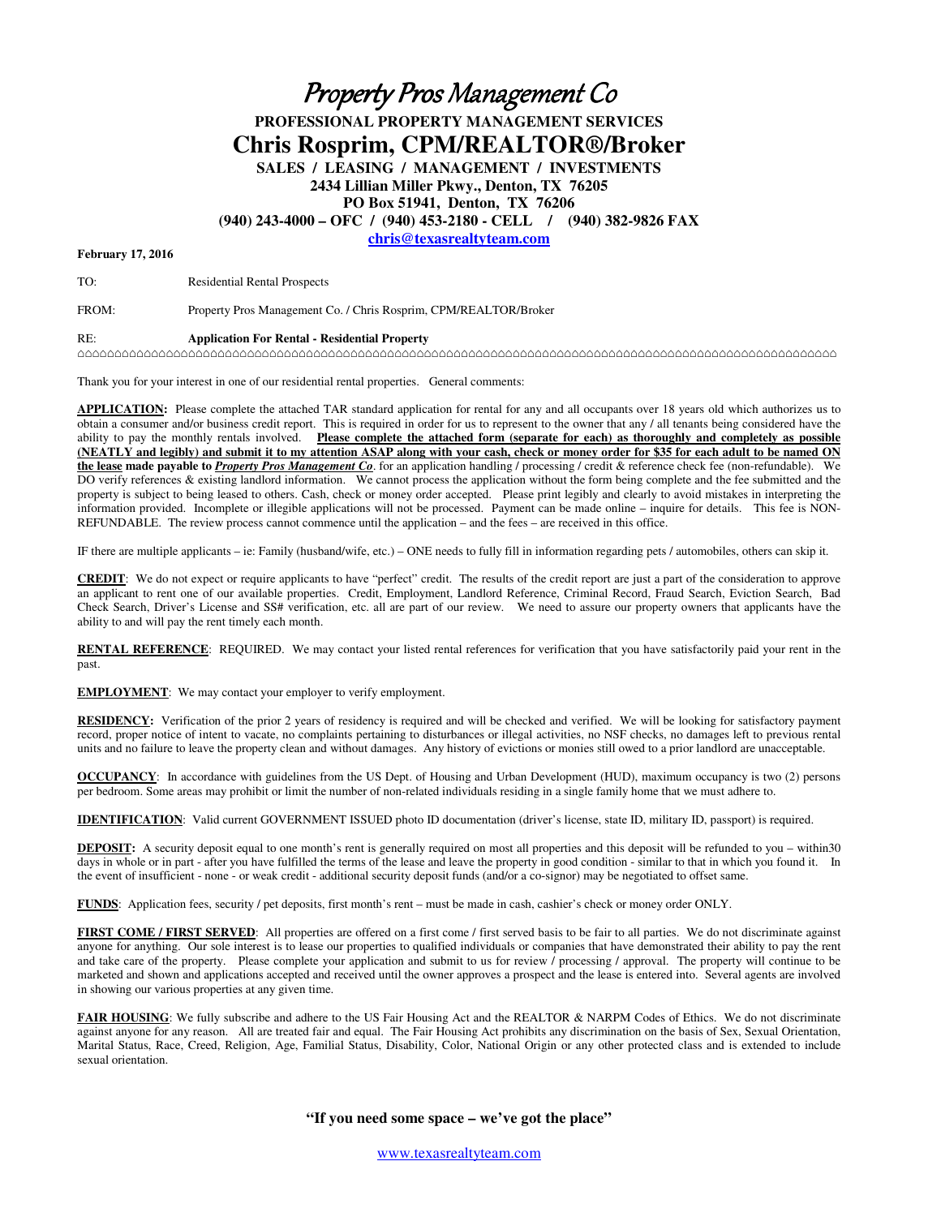# *Property Pros Management Co*

**PROFESSIONAL PROPERTY MANAGEMENT SERVICES**

## Chris Rosprim, CPM/REALTOR®/Broker

**SALES / LEASING / MANAGEMENT / INVESTMENTS**

**2434 Lillian Miller Pkwy., Denton, TX 76205**

**PO Box 51941, Denton, TX 76206**

**(940) 243-4000 – OFC / (940) 453-2180 - CELL / (940) 382-9826 FAX**

**chris@texasrealtyteam.com**

**February 17, 2016**

TO: Residential Rental Prospects

FROM: Property Pros Management Co. / Chris Rosprim, CPM/REALTOR/Broker

RE: **Application For Rental - Residential Property**

---

Thank you for your interest in one of our residential rental properties. General comments:

**APPLICATION:** Please complete the attached TAR standard application for rental for any and all occupants over 18 years old which authorizes us to obtain a consumer and/or business credit report. This is required in order for us to represent to the owner that any / all tenants being considered have the ability to pay the monthly rentals involved. **Please complete the attached form (separate for each) as thoroughly and completely as possible (NEATLY and legibly) and submit it to my attention ASAP along with your cash, check or money order for $35 for each adult to be named ON the lease made payable to *Property Pros Management Co*.** for an application handling / processing / credit & reference check fee (non-refundable). We DO verify references & existing landlord information. We cannot process the application without the form being complete and the fee submitted and the property is subject to being leased to others. Cash, check or money order accepted. Please print legibly and clearly to avoid mistakes in interpreting the information provided. Incomplete or illegible applications will not be processed. Payment can be made online – inquire for details. This fee is NON-REFUNDABLE. The review process cannot commence until the application – and the fees – are received in this office.

IF there are multiple applicants – ie: Family (husband/wife, etc.) – ONE needs to fully fill in information regarding pets / automobiles, others can skip it.

**CREDIT**: We do not expect or require applicants to have "perfect" credit. The results of the credit report are just a part of the consideration to approve an applicant to rent one of our available properties. Credit, Employment, Landlord Reference, Criminal Record, Fraud Search, Eviction Search, Bad Check Search, Driver's License and SS# verification, etc. all are part of our review. We need to assure our property owners that applicants have the ability to and will pay the rent timely each month.

**RENTAL REFERENCE**: REQUIRED. We may contact your listed rental references for verification that you have satisfactorily paid your rent in the past.

**EMPLOYMENT**: We may contact your employer to verify employment.

**RESIDENCY:** Verification of the prior 2 years of residency is required and will be checked and verified. We will be looking for satisfactory payment record, proper notice of intent to vacate, no complaints pertaining to disturbances or illegal activities, no NSF checks, no damages left to previous rental units and no failure to leave the property clean and without damages. Any history of evictions or monies still owed to a prior landlord are unacceptable.

**OCCUPANCY**: In accordance with guidelines from the US Dept. of Housing and Urban Development (HUD), maximum occupancy is two (2) persons per bedroom. Some areas may prohibit or limit the number of non-related individuals residing in a single family home that we must adhere to.

**IDENTIFICATION**: Valid current GOVERNMENT ISSUED photo ID documentation (driver's license, state ID, military ID, passport) is required.

**DEPOSIT:** A security deposit equal to one month's rent is generally required on most all properties and this deposit will be refunded to you – within30 days in whole or in part - after you have fulfilled the terms of the lease and leave the property in good condition - similar to that in which you found it. In the event of insufficient - none - or weak credit - additional security deposit funds (and/or a co-signor) may be negotiated to offset same.

**FUNDS**: Application fees, security / pet deposits, first month's rent – must be made in cash, cashier's check or money order ONLY.

**FIRST COME / FIRST SERVED**: All properties are offered on a first come / first served basis to be fair to all parties. We do not discriminate against anyone for anything. Our sole interest is to lease our properties to qualified individuals or companies that have demonstrated their ability to pay the rent and take care of the property. Please complete your application and submit to us for review / processing / approval. The property will continue to be marketed and shown and applications accepted and received until the owner approves a prospect and the lease is entered into. Several agents are involved in showing our various properties at any given time.

**FAIR HOUSING**: We fully subscribe and adhere to the US Fair Housing Act and the REALTOR & NARPM Codes of Ethics. We do not discriminate against anyone for any reason. All are treated fair and equal. The Fair Housing Act prohibits any discrimination on the basis of Sex, Sexual Orientation, Marital Status, Race, Creed, Religion, Age, Familial Status, Disability, Color, National Origin or any other protected class and is extended to include sexual orientation.

**"If you need some space – we've got the place"**

www.texasrealtyteam.com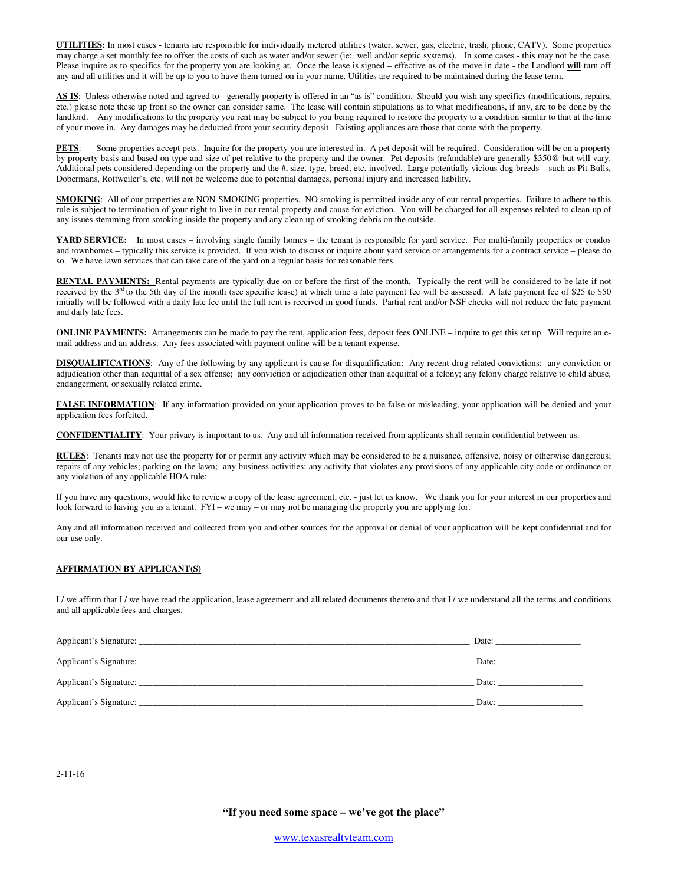**UTILITIES:** In most cases - tenants are responsible for individually metered utilities (water, sewer, gas, electric, trash, phone, CATV). Some properties may charge a set monthly fee to offset the costs of such as water and/or sewer (ie: well and/or septic systems). In some cases - this may not be the case. Please inquire as to specifics for the property you are looking at. Once the lease is signed – effective as of the move in date - the Landlord **will** turn off any and all utilities and it will be up to you to have them turned on in your name. Utilities are required to be maintained during the lease term.

**AS IS**: Unless otherwise noted and agreed to - generally property is offered in an "as is" condition. Should you wish any specifics (modifications, repairs, etc.) please note these up front so the owner can consider same. The lease will contain stipulations as to what modifications, if any, are to be done by the landlord. Any modifications to the property you rent may be subject to you being required to restore the property to a condition similar to that at the time of your move in. Any damages may be deducted from your security deposit. Existing appliances are those that come with the property.

**PETS**: Some properties accept pets. Inquire for the property you are interested in. A pet deposit will be required. Consideration will be on a property by property basis and based on type and size of pet relative to the property and the owner. Pet deposits (refundable) are generally $350@ but will vary. Additional pets considered depending on the property and the #, size, type, breed, etc. involved. Large potentially vicious dog breeds – such as Pit Bulls, Dobermans, Rottweiler's, etc. will not be welcome due to potential damages, personal injury and increased liability.

**SMOKING**: All of our properties are NON-SMOKING properties. NO smoking is permitted inside any of our rental properties. Failure to adhere to this rule is subject to termination of your right to live in our rental property and cause for eviction. You will be charged for all expenses related to clean up of any issues stemming from smoking inside the property and any clean up of smoking debris on the outside.

**YARD SERVICE:** In most cases – involving single family homes – the tenant is responsible for yard service. For multi-family properties or condos and townhomes – typically this service is provided. If you wish to discuss or inquire about yard service or arrangements for a contract service – please do so. We have lawn services that can take care of the yard on a regular basis for reasonable fees.

**RENTAL PAYMENTS:** Rental payments are typically due on or before the first of the month. Typically the rent will be considered to be late if not received by the 3rd to the 5th day of the month (see specific lease) at which time a late payment fee will be assessed. A late payment fee of $25 to $50 initially will be followed with a daily late fee until the full rent is received in good funds. Partial rent and/or NSF checks will not reduce the late payment and daily late fees.

**ONLINE PAYMENTS:** Arrangements can be made to pay the rent, application fees, deposit fees ONLINE – inquire to get this set up. Will require an e-mail address and an address. Any fees associated with payment online will be a tenant expense.

**DISQUALIFICATIONS**: Any of the following by any applicant is cause for disqualification: Any recent drug related convictions; any conviction or adjudication other than acquittal of a sex offense; any conviction or adjudication other than acquittal of a felony; any felony charge relative to child abuse, endangerment, or sexually related crime.

**FALSE INFORMATION**: If any information provided on your application proves to be false or misleading, your application will be denied and your application fees forfeited.

**CONFIDENTIALITY**: Your privacy is important to us. Any and all information received from applicants shall remain confidential between us.

**RULES**: Tenants may not use the property for or permit any activity which may be considered to be a nuisance, offensive, noisy or otherwise dangerous; repairs of any vehicles; parking on the lawn; any business activities; any activity that violates any provisions of any applicable city code or ordinance or any violation of any applicable HOA rule;

If you have any questions, would like to review a copy of the lease agreement, etc. - just let us know. We thank you for your interest in our properties and look forward to having you as a tenant. FYI – we may – or may not be managing the property you are applying for.

Any and all information received and collected from you and other sources for the approval or denial of your application will be kept confidential and for our use only.

**AFFIRMATION BY APPLICANT(S)**

I / we affirm that I / we have read the application, lease agreement and all related documents thereto and that I / we understand all the terms and conditions and all applicable fees and charges.

Applicant's Signature: ______________________________ Date: ______________

Applicant's Signature: ______________________________ Date: ______________

Applicant's Signature: ______________________________ Date: ______________

Applicant's Signature: ______________________________ Date: ______________

2-11-16

**"If you need some space – we've got the place"**

www.texasrealtyteam.com